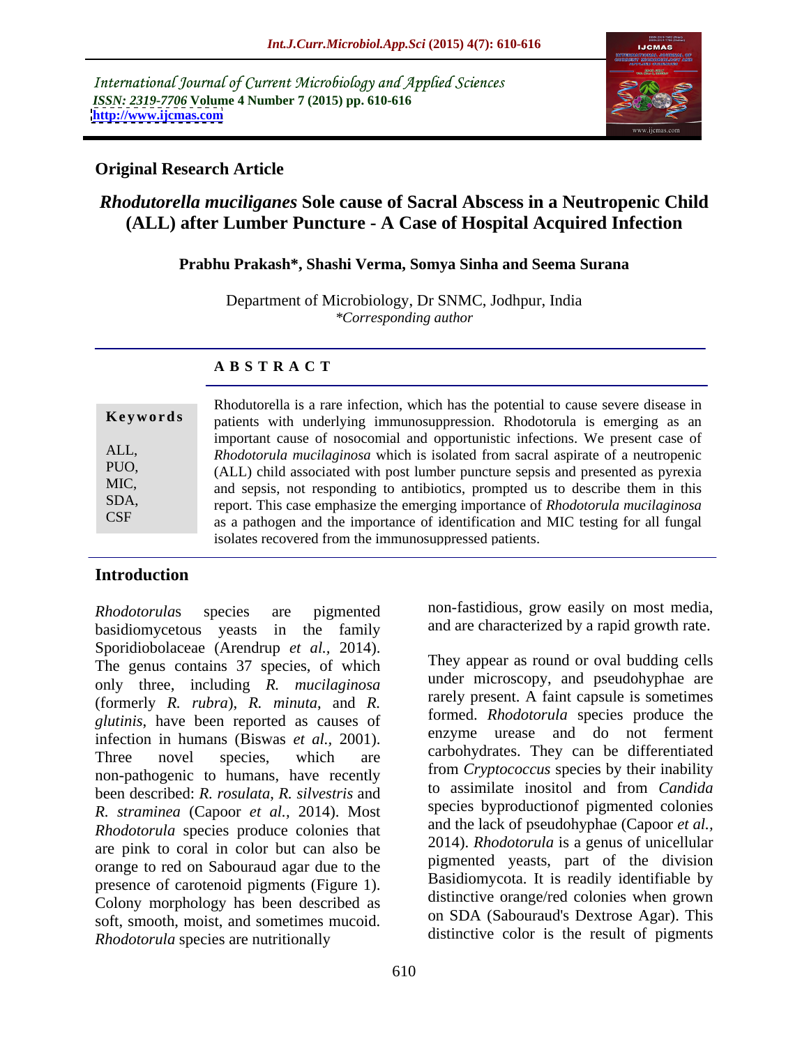International Journal of Current Microbiology and Applied Sciences
*ISSN: 2319-7706* **Volume 4 Number 7 (2015) pp. 610-616**
**http://www.ijcmas.com**

**Original Research Article**

# *Rhodutorella muciliganes* Sole cause of Sacral Abscess in a Neutropenic Child (ALL) after Lumber Puncture - A Case of Hospital Acquired Infection

**Prabhu Prakash\*, Shashi Verma, Somya Sinha and Seema Surana**

Department of Microbiology, Dr SNMC, Jodhpur, India
*\*Corresponding author*

## A B S T R A C T

**Keywords**

ALL, PUO, MIC, SDA, CSF

Rhodutorella is a rare infection, which has the potential to cause severe disease in patients with underlying immunosuppression. Rhodotorula is emerging as an important cause of nosocomial and opportunistic infections. We present case of *Rhodotorula mucilaginosa* which is isolated from sacral aspirate of a neutropenic (ALL) child associated with post lumber puncture sepsis and presented as pyrexia and sepsis, not responding to antibiotics, prompted us to describe them in this report. This case emphasize the emerging importance of *Rhodotorula mucilaginosa* as a pathogen and the importance of identification and MIC testing for all fungal isolates recovered from the immunosuppressed patients.

## Introduction

*Rhodotorula*s species are pigmented basidiomycetous yeasts in the family Sporidiobolaceae (Arendrup *et al.,* 2014). The genus contains 37 species, of which only three, including *R. mucilaginosa* (formerly *R. rubra*), *R. minuta*, and *R. glutinis*, have been reported as causes of infection in humans (Biswas *et al.,* 2001). Three novel species, which are non-pathogenic to humans, have recently been described: *R. rosulata*, *R. silvestris* and *R. straminea* (Capoor *et al.,* 2014). Most *Rhodotorula* species produce colonies that are pink to coral in color but can also be orange to red on Sabouraud agar due to the presence of carotenoid pigments (Figure 1). Colony morphology has been described as soft, smooth, moist, and sometimes mucoid. *Rhodotorula* species are nutritionally non-fastidious, grow easily on most media, and are characterized by a rapid growth rate.

They appear as round or oval budding cells under microscopy, and pseudohyphae are rarely present. A faint capsule is sometimes formed. *Rhodotorula* species produce the enzyme urease and do not ferment carbohydrates. They can be differentiated from *Cryptococcus* species by their inability to assimilate inositol and from *Candida* species byproductionof pigmented colonies and the lack of pseudohyphae (Capoor *et al.,* 2014). *Rhodotorula* is a genus of unicellular pigmented yeasts, part of the division Basidiomycota. It is readily identifiable by distinctive orange/red colonies when grown on SDA (Sabouraud's Dextrose Agar). This distinctive color is the result of pigments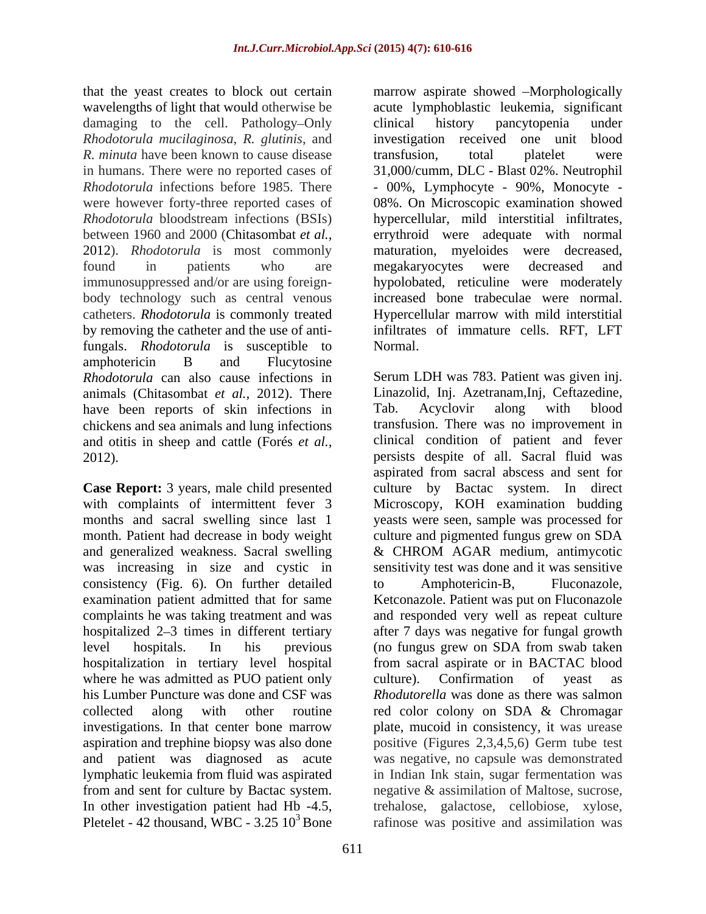that the yeast creates to block out certain wavelengths of light that would otherwise be damaging to the cell. Pathology–Only *Rhodotorula mucilaginosa*, *R. glutinis*, and *R. minuta* have been known to cause disease in humans. There were no reported cases of *Rhodotorula* infections before 1985. There were however forty-three reported cases of *Rhodotorula* bloodstream infections (BSIs) between 1960 and 2000 (Chitasombat *et al.,* 2012). *Rhodotorula* is most commonly found in patients who are immunosuppressed and/or are using foreign-body technology such as central venous catheters. *Rhodotorula* is commonly treated by removing the catheter and the use of anti-fungals. *Rhodotorula* is susceptible to amphotericin B and Flucytosine *Rhodotorula* can also cause infections in animals (Chitasombat *et al.,* 2012). There have been reports of skin infections in chickens and sea animals and lung infections and otitis in sheep and cattle (Forés *et al.,* 2012).

**Case Report:** 3 years, male child presented with complaints of intermittent fever 3 months and sacral swelling since last 1 month. Patient had decrease in body weight and generalized weakness. Sacral swelling was increasing in size and cystic in consistency (Fig. 6). On further detailed examination patient admitted that for same complaints he was taking treatment and was hospitalized 2–3 times in different tertiary level hospitals. In his previous hospitalization in tertiary level hospital where he was admitted as PUO patient only his Lumber Puncture was done and CSF was collected along with other routine investigations. In that center bone marrow aspiration and trephine biopsy was also done and patient was diagnosed as acute lymphatic leukemia from fluid was aspirated from and sent for culture by Bactac system. In other investigation patient had Hb -4.5, Pletelet - 42 thousand, WBC - 3.25 $10^3$ Bone marrow aspirate showed –Morphologically acute lymphoblastic leukemia, significant clinical history pancytopenia under investigation received one unit blood transfusion, total platelet were 31,000/cumm, DLC - Blast 02%. Neutrophil - 00%, Lymphocyte - 90%, Monocyte - 08%. On Microscopic examination showed hypercellular, mild interstitial infiltrates, errythroid were adequate with normal maturation, myeloides were decreased, megakaryocytes were decreased and hypolobated, reticuline were moderately increased bone trabeculae were normal. Hypercellular marrow with mild interstitial infiltrates of immature cells. RFT, LFT Normal.

Serum LDH was 783. Patient was given inj. Linazolid, Inj. Azetranam,Inj, Ceftazedine, Tab. Acyclovir along with blood transfusion. There was no improvement in clinical condition of patient and fever persists despite of all. Sacral fluid was aspirated from sacral abscess and sent for culture by Bactac system. In direct Microscopy, KOH examination budding yeasts were seen, sample was processed for culture and pigmented fungus grew on SDA & CHROM AGAR medium, antimycotic sensitivity test was done and it was sensitive to Amphotericin-B, Fluconazole, Ketconazole. Patient was put on Fluconazole and responded very well as repeat culture after 7 days was negative for fungal growth (no fungus grew on SDA from swab taken from sacral aspirate or in BACTAC blood culture). Confirmation of yeast as *Rhodutorella* was done as there was salmon red color colony on SDA & Chromagar plate, mucoid in consistency, it was urease positive (Figures 2,3,4,5,6) Germ tube test was negative, no capsule was demonstrated in Indian Ink stain, sugar fermentation was negative & assimilation of Maltose, sucrose, trehalose, galactose, cellobiose, xylose, rafinose was positive and assimilation was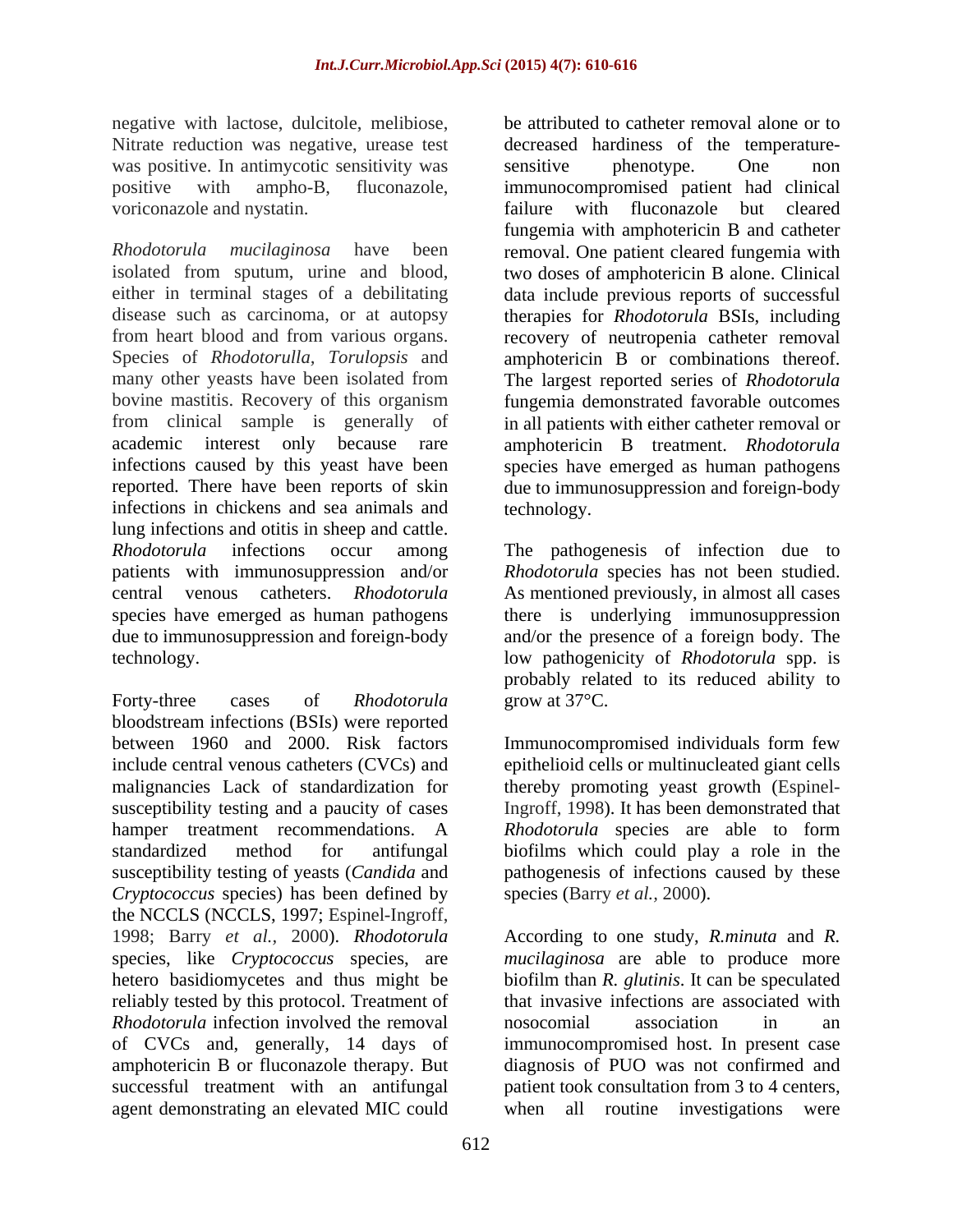negative with lactose, dulcitole, melibiose, Nitrate reduction was negative, urease test was positive. In antimycotic sensitivity was positive with ampho-B, fluconazole, voriconazole and nystatin.

*Rhodotorula mucilaginosa* have been isolated from sputum, urine and blood, either in terminal stages of a debilitating disease such as carcinoma, or at autopsy from heart blood and from various organs. Species of *Rhodotorulla, Torulopsis* and many other yeasts have been isolated from bovine mastitis. Recovery of this organism from clinical sample is generally of academic interest only because rare infections caused by this yeast have been reported. There have been reports of skin infections in chickens and sea animals and lung infections and otitis in sheep and cattle. *Rhodotorula* infections occur among patients with immunosuppression and/or central venous catheters. *Rhodotorula* species have emerged as human pathogens due to immunosuppression and foreign-body technology.

Forty-three cases of *Rhodotorula* bloodstream infections (BSIs) were reported between 1960 and 2000. Risk factors include central venous catheters (CVCs) and malignancies Lack of standardization for susceptibility testing and a paucity of cases hamper treatment recommendations. A standardized method for antifungal susceptibility testing of yeasts (*Candida* and *Cryptococcus* species) has been defined by the NCCLS (NCCLS, 1997; Espinel-Ingroff, 1998; Barry *et al.,* 2000). *Rhodotorula* species, like *Cryptococcus* species, are hetero basidiomycetes and thus might be reliably tested by this protocol. Treatment of *Rhodotorula* infection involved the removal of CVCs and, generally, 14 days of amphotericin B or fluconazole therapy. But successful treatment with an antifungal agent demonstrating an elevated MIC could be attributed to catheter removal alone or to decreased hardiness of the temperature-sensitive phenotype. One non immunocompromised patient had clinical failure with fluconazole but cleared fungemia with amphotericin B and catheter removal. One patient cleared fungemia with two doses of amphotericin B alone. Clinical data include previous reports of successful therapies for *Rhodotorula* BSIs, including recovery of neutropenia catheter removal amphotericin B or combinations thereof. The largest reported series of *Rhodotorula* fungemia demonstrated favorable outcomes in all patients with either catheter removal or amphotericin B treatment. *Rhodotorula* species have emerged as human pathogens due to immunosuppression and foreign-body technology.

The pathogenesis of infection due to *Rhodotorula* species has not been studied. As mentioned previously, in almost all cases there is underlying immunosuppression and/or the presence of a foreign body. The low pathogenicity of *Rhodotorula* spp. is probably related to its reduced ability to grow at 37°C.

Immunocompromised individuals form few epithelioid cells or multinucleated giant cells thereby promoting yeast growth (Espinel-Ingroff, 1998). It has been demonstrated that *Rhodotorula* species are able to form biofilms which could play a role in the pathogenesis of infections caused by these species (Barry *et al.,* 2000).

According to one study, *R.minuta* and *R. mucilaginosa* are able to produce more biofilm than *R. glutinis*. It can be speculated that invasive infections are associated with nosocomial association in an immunocompromised host. In present case diagnosis of PUO was not confirmed and patient took consultation from 3 to 4 centers, when all routine investigations were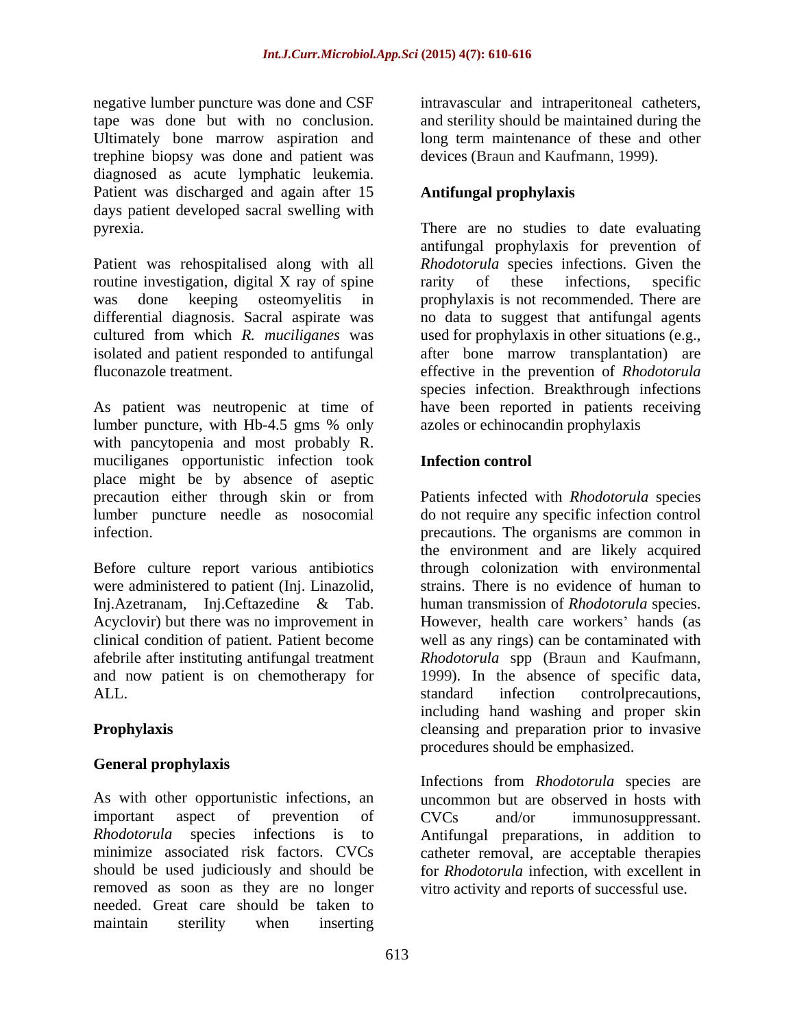negative lumber puncture was done and CSF tape was done but with no conclusion. Ultimately bone marrow aspiration and trephine biopsy was done and patient was diagnosed as acute lymphatic leukemia. Patient was discharged and again after 15 days patient developed sacral swelling with pyrexia.

Patient was rehospitalised along with all routine investigation, digital X ray of spine was done keeping osteomyelitis in differential diagnosis. Sacral aspirate was cultured from which *R. muciliganes* was isolated and patient responded to antifungal fluconazole treatment.

As patient was neutropenic at time of lumber puncture, with Hb-4.5 gms % only with pancytopenia and most probably R. muciliganes opportunistic infection took place might be by absence of aseptic precaution either through skin or from lumber puncture needle as nosocomial infection.

Before culture report various antibiotics were administered to patient (Inj. Linazolid, Inj.Azetranam, Inj.Ceftazedine & Tab. Acyclovir) but there was no improvement in clinical condition of patient. Patient become afebrile after instituting antifungal treatment and now patient is on chemotherapy for ALL.

## Prophylaxis

### General prophylaxis

As with other opportunistic infections, an important aspect of prevention of *Rhodotorula* species infections is to minimize associated risk factors. CVCs should be used judiciously and should be removed as soon as they are no longer needed. Great care should be taken to maintain sterility when inserting intravascular and intraperitoneal catheters, and sterility should be maintained during the long term maintenance of these and other devices (Braun and Kaufmann, 1999).

### Antifungal prophylaxis

There are no studies to date evaluating antifungal prophylaxis for prevention of *Rhodotorula* species infections. Given the rarity of these infections, specific prophylaxis is not recommended. There are no data to suggest that antifungal agents used for prophylaxis in other situations (e.g., after bone marrow transplantation) are effective in the prevention of *Rhodotorula* species infection. Breakthrough infections have been reported in patients receiving azoles or echinocandin prophylaxis

### Infection control

Patients infected with *Rhodotorula* species do not require any specific infection control precautions. The organisms are common in the environment and are likely acquired through colonization with environmental strains. There is no evidence of human to human transmission of *Rhodotorula* species. However, health care workers' hands (as well as any rings) can be contaminated with *Rhodotorula* spp (Braun and Kaufmann, 1999). In the absence of specific data, standard infection controlprecautions, including hand washing and proper skin cleansing and preparation prior to invasive procedures should be emphasized.

Infections from *Rhodotorula* species are uncommon but are observed in hosts with CVCs and/or immunosuppressant. Antifungal preparations, in addition to catheter removal, are acceptable therapies for *Rhodotorula* infection, with excellent in vitro activity and reports of successful use.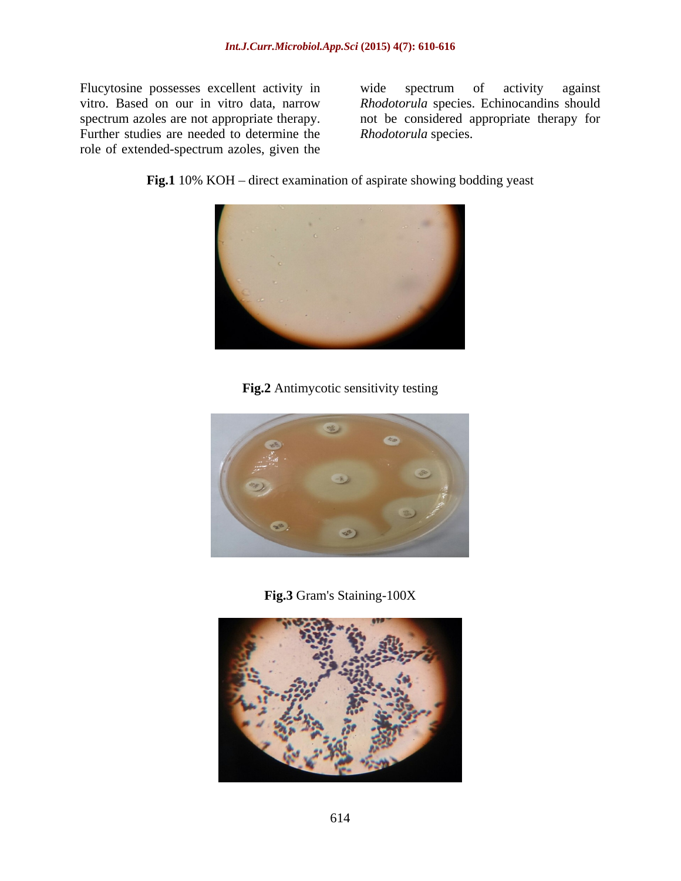Flucytosine possesses excellent activity in vitro. Based on our in vitro data, narrow spectrum azoles are not appropriate therapy. Further studies are needed to determine the role of extended-spectrum azoles, given the wide spectrum of activity against *Rhodotorula* species. Echinocandins should not be considered appropriate therapy for *Rhodotorula* species.

**Fig.1** 10% KOH – direct examination of aspirate showing bodding yeast

**Fig.2** Antimycotic sensitivity testing

**Fig.3** Gram's Staining-100X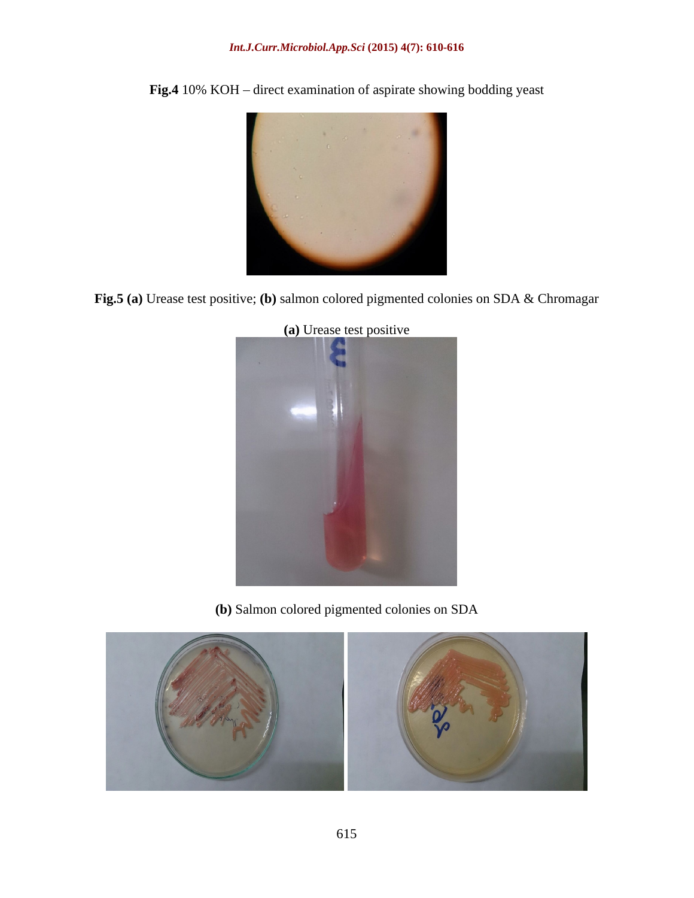**Fig.4** 10% KOH – direct examination of aspirate showing bodding yeast

**Fig.5 (a)** Urease test positive; **(b)** salmon colored pigmented colonies on SDA & Chromagar

**(a)** Urease test positive

**(b)** Salmon colored pigmented colonies on SDA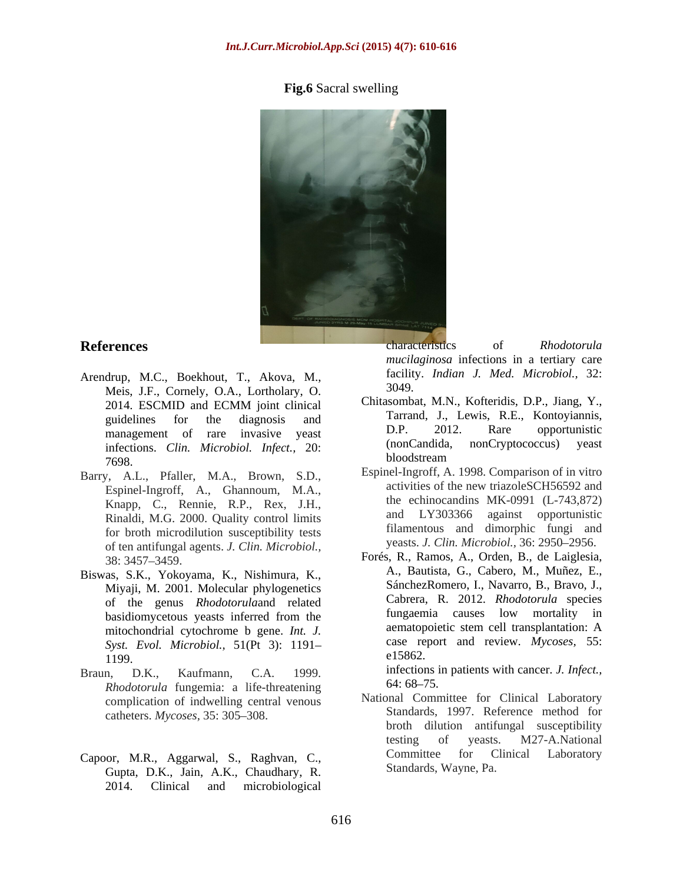**Fig.6** Sacral swelling

## References

Arendrup, M.C., Boekhout, T., Akova, M., Meis, J.F., Cornely, O.A., Lortholary, O. 2014. ESCMID and ECMM joint clinical guidelines for the diagnosis and management of rare invasive yeast infections. *Clin. Microbiol. Infect.,* 20: 7698.

Barry, A.L., Pfaller, M.A., Brown, S.D., Espinel-Ingroff, A., Ghannoum, M.A., Knapp, C., Rennie, R.P., Rex, J.H., Rinaldi, M.G. 2000. Quality control limits for broth microdilution susceptibility tests of ten antifungal agents. *J. Clin. Microbiol.,* 38: 3457–3459.

Biswas, S.K., Yokoyama, K., Nishimura, K., Miyaji, M. 2001. Molecular phylogenetics of the genus *Rhodotorula*and related basidiomycetous yeasts inferred from the mitochondrial cytochrome b gene. *Int. J. Syst. Evol. Microbiol.,* 51(Pt 3): 1191–1199.

Braun, D.K., Kaufmann, C.A. 1999. *Rhodotorula* fungemia: a life-threatening complication of indwelling central venous catheters. *Mycoses,* 35: 305–308.

Capoor, M.R., Aggarwal, S., Raghvan, C., Gupta, D.K., Jain, A.K., Chaudhary, R. 2014. Clinical and microbiological characteristics of *Rhodotorula mucilaginosa* infections in a tertiary care facility. *Indian J. Med. Microbiol.,* 32: 3049.

Chitasombat, M.N., Kofteridis, D.P., Jiang, Y., Tarrand, J., Lewis, R.E., Kontoyiannis, D.P. 2012. Rare opportunistic (nonCandida, nonCryptococcus) yeast bloodstream infections in patients with cancer. *J. Infect.,* 64: 68–75.

Espinel-Ingroff, A. 1998. Comparison of in vitro activities of the new triazoleSCH56592 and the echinocandins MK-0991 (L-743,872) and LY303366 against opportunistic filamentous and dimorphic fungi and yeasts. *J. Clin. Microbiol.,* 36: 2950–2956.

Forés, R., Ramos, A., Orden, B., de Laiglesia, A., Bautista, G., Cabero, M., Muñez, E., SánchezRomero, I., Navarro, B., Bravo, J., Cabrera, R. 2012. *Rhodotorula* species fungaemia causes low mortality in aematopoietic stem cell transplantation: A case report and review. *Mycoses,* 55: e15862.

National Committee for Clinical Laboratory Standards, 1997. Reference method for broth dilution antifungal susceptibility testing of yeasts. M27-A.National Committee for Clinical Laboratory Standards, Wayne, Pa.